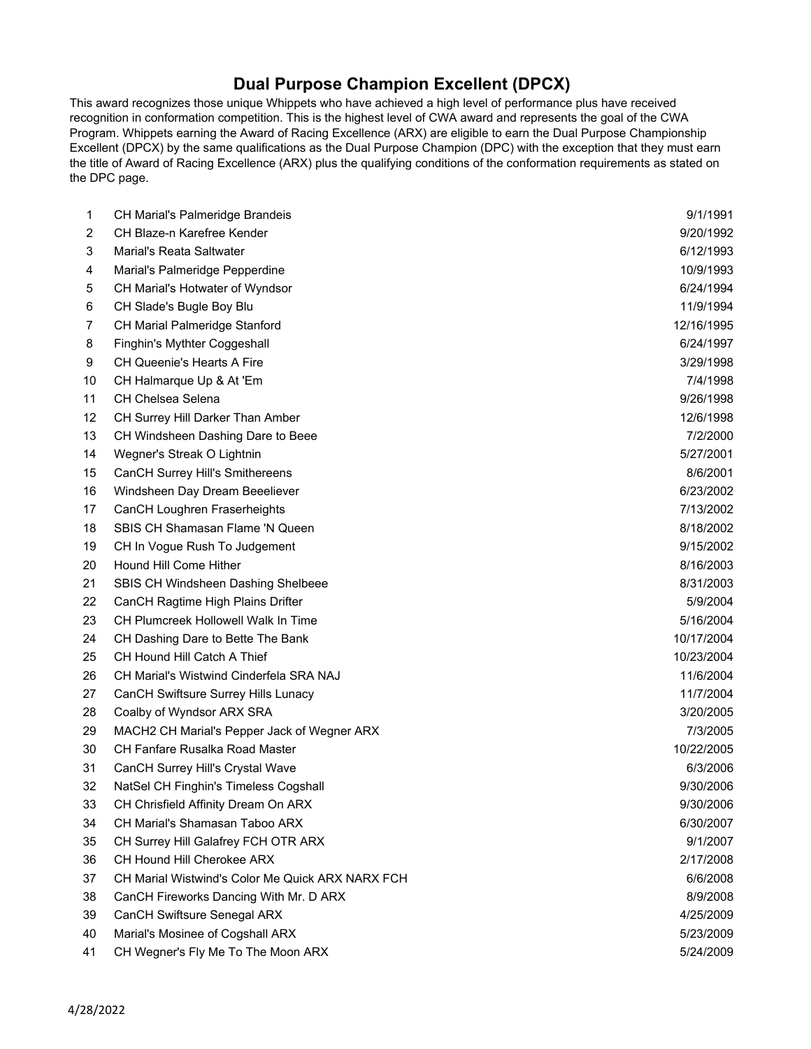# Dual Purpose Champion Excellent (DPCX)

This award recognizes those unique Whippets who have achieved a high level of performance plus have received recognition in conformation competition. This is the highest level of CWA award and represents the goal of the CWA Program. Whippets earning the Award of Racing Excellence (ARX) are eligible to earn the Dual Purpose Championship Excellent (DPCX) by the same qualifications as the Dual Purpose Champion (DPC) with the exception that they must earn the title of Award of Racing Excellence (ARX) plus the qualifying conditions of the conformation requirements as stated on the DPC page.

| | | |
|---|---|---|
| 1 | CH Marial's Palmeridge Brandeis | 9/1/1991 |
| 2 | CH Blaze-n Karefree Kender | 9/20/1992 |
| 3 | Marial's Reata Saltwater | 6/12/1993 |
| 4 | Marial's Palmeridge Pepperdine | 10/9/1993 |
| 5 | CH Marial's Hotwater of Wyndsor | 6/24/1994 |
| 6 | CH Slade's Bugle Boy Blu | 11/9/1994 |
| 7 | CH Marial Palmeridge Stanford | 12/16/1995 |
| 8 | Finghin's Mythter Coggeshall | 6/24/1997 |
| 9 | CH Queenie's Hearts A Fire | 3/29/1998 |
| 10 | CH Halmarque Up & At 'Em | 7/4/1998 |
| 11 | CH Chelsea Selena | 9/26/1998 |
| 12 | CH Surrey Hill Darker Than Amber | 12/6/1998 |
| 13 | CH Windsheen Dashing Dare to Beee | 7/2/2000 |
| 14 | Wegner's Streak O Lightnin | 5/27/2001 |
| 15 | CanCH Surrey Hill's Smithereens | 8/6/2001 |
| 16 | Windsheen Day Dream Beeeliever | 6/23/2002 |
| 17 | CanCH Loughren Fraserheights | 7/13/2002 |
| 18 | SBIS CH Shamasan Flame 'N Queen | 8/18/2002 |
| 19 | CH In Vogue Rush To Judgement | 9/15/2002 |
| 20 | Hound Hill Come Hither | 8/16/2003 |
| 21 | SBIS CH Windsheen Dashing Shelbeee | 8/31/2003 |
| 22 | CanCH Ragtime High Plains Drifter | 5/9/2004 |
| 23 | CH Plumcreek Hollowell Walk In Time | 5/16/2004 |
| 24 | CH Dashing Dare to Bette The Bank | 10/17/2004 |
| 25 | CH Hound Hill Catch A Thief | 10/23/2004 |
| 26 | CH Marial's Wistwind Cinderfela SRA NAJ | 11/6/2004 |
| 27 | CanCH Swiftsure Surrey Hills Lunacy | 11/7/2004 |
| 28 | Coalby of Wyndsor ARX SRA | 3/20/2005 |
| 29 | MACH2 CH Marial's Pepper Jack of Wegner ARX | 7/3/2005 |
| 30 | CH Fanfare Rusalka Road Master | 10/22/2005 |
| 31 | CanCH Surrey Hill's Crystal Wave | 6/3/2006 |
| 32 | NatSel CH Finghin's Timeless Cogshall | 9/30/2006 |
| 33 | CH Chrisfield Affinity Dream On ARX | 9/30/2006 |
| 34 | CH Marial's Shamasan Taboo ARX | 6/30/2007 |
| 35 | CH Surrey Hill Galafrey FCH OTR ARX | 9/1/2007 |
| 36 | CH Hound Hill Cherokee ARX | 2/17/2008 |
| 37 | CH Marial Wistwind's Color Me Quick ARX NARX FCH | 6/6/2008 |
| 38 | CanCH Fireworks Dancing With Mr. D ARX | 8/9/2008 |
| 39 | CanCH Swiftsure Senegal ARX | 4/25/2009 |
| 40 | Marial's Mosinee of Cogshall ARX | 5/23/2009 |
| 41 | CH Wegner's Fly Me To The Moon ARX | 5/24/2009 |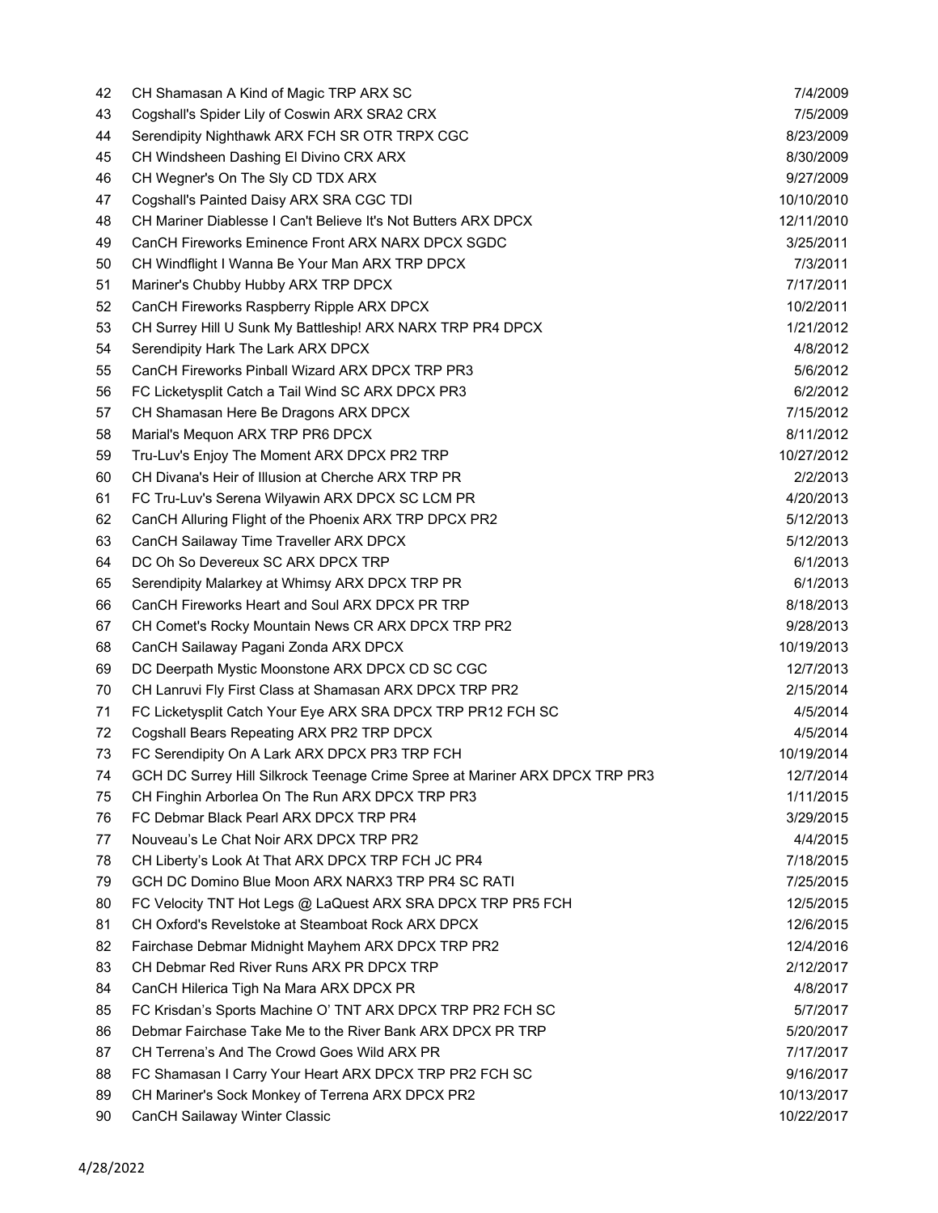| | | |
|---|---|---|
| 42 | CH Shamasan A Kind of Magic TRP ARX SC | 7/4/2009 |
| 43 | Cogshall's Spider Lily of Coswin ARX SRA2 CRX | 7/5/2009 |
| 44 | Serendipity Nighthawk ARX FCH SR OTR TRPX CGC | 8/23/2009 |
| 45 | CH Windsheen Dashing El Divino CRX ARX | 8/30/2009 |
| 46 | CH Wegner's On The Sly CD TDX ARX | 9/27/2009 |
| 47 | Cogshall's Painted Daisy ARX SRA CGC TDI | 10/10/2010 |
| 48 | CH Mariner Diablesse I Can't Believe It's Not Butters ARX DPCX | 12/11/2010 |
| 49 | CanCH Fireworks Eminence Front ARX NARX DPCX SGDC | 3/25/2011 |
| 50 | CH Windflight I Wanna Be Your Man ARX TRP DPCX | 7/3/2011 |
| 51 | Mariner's Chubby Hubby ARX TRP DPCX | 7/17/2011 |
| 52 | CanCH Fireworks Raspberry Ripple ARX DPCX | 10/2/2011 |
| 53 | CH Surrey Hill U Sunk My Battleship! ARX NARX TRP PR4 DPCX | 1/21/2012 |
| 54 | Serendipity Hark The Lark ARX DPCX | 4/8/2012 |
| 55 | CanCH Fireworks Pinball Wizard ARX DPCX TRP PR3 | 5/6/2012 |
| 56 | FC Licketysplit Catch a Tail Wind SC ARX DPCX PR3 | 6/2/2012 |
| 57 | CH Shamasan Here Be Dragons ARX DPCX | 7/15/2012 |
| 58 | Marial's Mequon ARX TRP PR6 DPCX | 8/11/2012 |
| 59 | Tru-Luv's Enjoy The Moment ARX DPCX PR2 TRP | 10/27/2012 |
| 60 | CH Divana's Heir of Illusion at Cherche ARX TRP PR | 2/2/2013 |
| 61 | FC Tru-Luv's Serena Wilyawin ARX DPCX SC LCM PR | 4/20/2013 |
| 62 | CanCH Alluring Flight of the Phoenix ARX TRP DPCX PR2 | 5/12/2013 |
| 63 | CanCH Sailaway Time Traveller ARX DPCX | 5/12/2013 |
| 64 | DC Oh So Devereux SC ARX DPCX TRP | 6/1/2013 |
| 65 | Serendipity Malarkey at Whimsy ARX DPCX TRP PR | 6/1/2013 |
| 66 | CanCH Fireworks Heart and Soul ARX DPCX PR TRP | 8/18/2013 |
| 67 | CH Comet's Rocky Mountain News CR ARX DPCX TRP PR2 | 9/28/2013 |
| 68 | CanCH Sailaway Pagani Zonda ARX DPCX | 10/19/2013 |
| 69 | DC Deerpath Mystic Moonstone ARX DPCX CD SC CGC | 12/7/2013 |
| 70 | CH Lanruvi Fly First Class at Shamasan ARX DPCX TRP PR2 | 2/15/2014 |
| 71 | FC Licketysplit Catch Your Eye ARX SRA DPCX TRP PR12 FCH SC | 4/5/2014 |
| 72 | Cogshall Bears Repeating ARX PR2 TRP DPCX | 4/5/2014 |
| 73 | FC Serendipity On A Lark ARX DPCX PR3 TRP FCH | 10/19/2014 |
| 74 | GCH DC Surrey Hill Silkrock Teenage Crime Spree at Mariner ARX DPCX TRP PR3 | 12/7/2014 |
| 75 | CH Finghin Arborlea On The Run ARX DPCX TRP PR3 | 1/11/2015 |
| 76 | FC Debmar Black Pearl ARX DPCX TRP PR4 | 3/29/2015 |
| 77 | Nouveau's Le Chat Noir ARX DPCX TRP PR2 | 4/4/2015 |
| 78 | CH Liberty's Look At That ARX DPCX TRP FCH JC PR4 | 7/18/2015 |
| 79 | GCH DC Domino Blue Moon ARX NARX3 TRP PR4 SC RATI | 7/25/2015 |
| 80 | FC Velocity TNT Hot Legs @ LaQuest ARX SRA DPCX TRP PR5 FCH | 12/5/2015 |
| 81 | CH Oxford's Revelstoke at Steamboat Rock ARX DPCX | 12/6/2015 |
| 82 | Fairchase Debmar Midnight Mayhem ARX DPCX TRP PR2 | 12/4/2016 |
| 83 | CH Debmar Red River Runs ARX PR DPCX TRP | 2/12/2017 |
| 84 | CanCH Hilerica Tigh Na Mara ARX DPCX PR | 4/8/2017 |
| 85 | FC Krisdan's Sports Machine O' TNT ARX DPCX TRP PR2 FCH SC | 5/7/2017 |
| 86 | Debmar Fairchase Take Me to the River Bank ARX DPCX PR TRP | 5/20/2017 |
| 87 | CH Terrena's And The Crowd Goes Wild ARX PR | 7/17/2017 |
| 88 | FC Shamasan I Carry Your Heart ARX DPCX TRP PR2 FCH SC | 9/16/2017 |
| 89 | CH Mariner's Sock Monkey of Terrena ARX DPCX PR2 | 10/13/2017 |
| 90 | CanCH Sailaway Winter Classic | 10/22/2017 |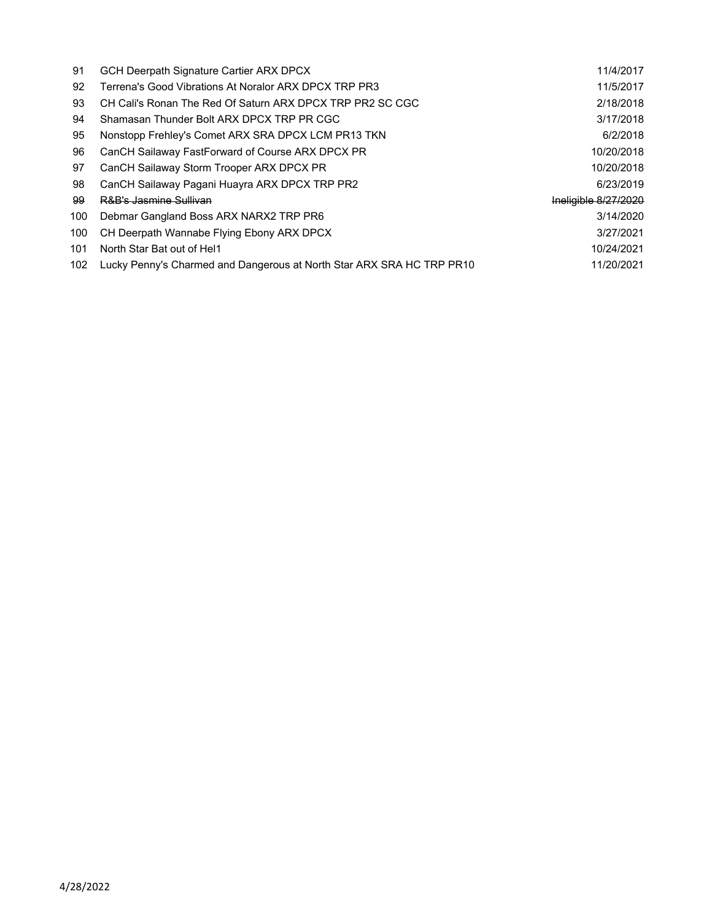| | | |
|---|---|---|
| 91 | GCH Deerpath Signature Cartier ARX DPCX | 11/4/2017 |
| 92 | Terrena's Good Vibrations At Noralor ARX DPCX TRP PR3 | 11/5/2017 |
| 93 | CH Cali's Ronan The Red Of Saturn ARX DPCX TRP PR2 SC CGC | 2/18/2018 |
| 94 | Shamasan Thunder Bolt ARX DPCX TRP PR CGC | 3/17/2018 |
| 95 | Nonstopp Frehley's Comet ARX SRA DPCX LCM PR13 TKN | 6/2/2018 |
| 96 | CanCH Sailaway FastForward of Course ARX DPCX PR | 10/20/2018 |
| 97 | CanCH Sailaway Storm Trooper ARX DPCX PR | 10/20/2018 |
| 98 | CanCH Sailaway Pagani Huayra ARX DPCX TRP PR2 | 6/23/2019 |
| ~~99~~ | ~~R&B's Jasmine Sullivan~~ | ~~Ineligible 8/27/2020~~ |
| 100 | Debmar Gangland Boss ARX NARX2 TRP PR6 | 3/14/2020 |
| 100 | CH Deerpath Wannabe Flying Ebony ARX DPCX | 3/27/2021 |
| 101 | North Star Bat out of Hel1 | 10/24/2021 |
| 102 | Lucky Penny's Charmed and Dangerous at North Star ARX SRA HC TRP PR10 | 11/20/2021 |

4/28/2022